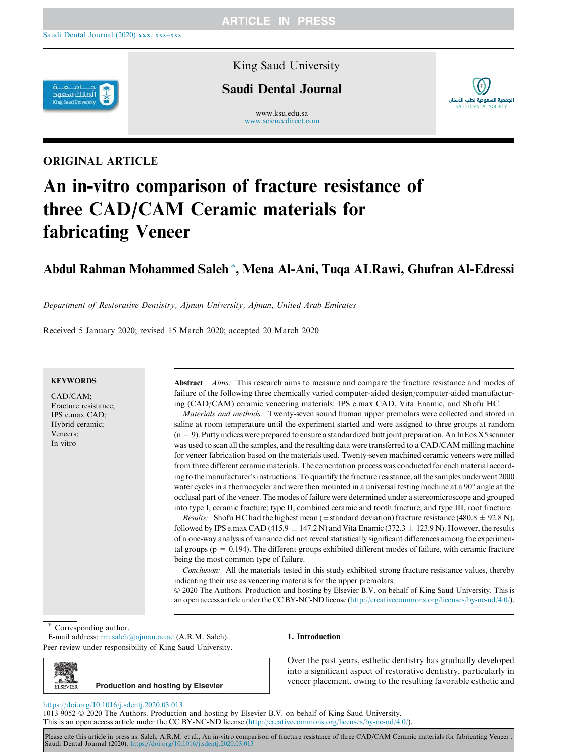ORIGINAL ARTICLE

# An in-vitro comparison of fracture resistance of three CAD/CAM Ceramic materials for fabricating Veneer

**Abdul Rahman Mohammed Saleh \*, Mena Al-Ani, Tuqa ALRawi, Ghufran Al-Edressi**

*Department of Restorative Dentistry, Ajman University, Ajman, United Arab Emirates*

Received 5 January 2020; revised 15 March 2020; accepted 20 March 2020

**KEYWORDS**

CAD/CAM;
Fracture resistance;
IPS e.max CAD;
Hybrid ceramic;
Veneers;
In vitro

**Abstract** *Aims:* This research aims to measure and compare the fracture resistance and modes of failure of the following three chemically varied computer-aided design/computer-aided manufacturing (CAD/CAM) ceramic veneering materials: IPS e.max CAD, Vita Enamic, and Shofu HC.

*Materials and methods:* Twenty-seven sound human upper premolars were collected and stored in saline at room temperature until the experiment started and were assigned to three groups at random ($n = 9$). Putty indices were prepared to ensure a standardized butt joint preparation. An InEos X5 scanner was used to scan all the samples, and the resulting data were transferred to a CAD/CAM milling machine for veneer fabrication based on the materials used. Twenty-seven machined ceramic veneers were milled from three different ceramic materials. The cementation process was conducted for each material according to the manufacturer's instructions. To quantify the fracture resistance, all the samples underwent 2000 water cycles in a thermocycler and were then mounted in a universal testing machine at a 90° angle at the occlusal part of the veneer. The modes of failure were determined under a stereomicroscope and grouped into type I, ceramic fracture; type II, combined ceramic and tooth fracture; and type III, root fracture.

*Results:* Shofu HC had the highest mean (± standard deviation) fracture resistance (480.8 ± 92.8 N), followed by IPS e.max CAD (415.9 ± 147.2 N) and Vita Enamic (372.3 ± 123.9 N). However, the results of a one-way analysis of variance did not reveal statistically significant differences among the experimental groups ($p = 0.194$). The different groups exhibited different modes of failure, with ceramic fracture being the most common type of failure.

*Conclusion:* All the materials tested in this study exhibited strong fracture resistance values, thereby indicating their use as veneering materials for the upper premolars.

© 2020 The Authors. Production and hosting by Elsevier B.V. on behalf of King Saud University. This is an open access article under the CC BY-NC-ND license (http://creativecommons.org/licenses/by-nc-nd/4.0/).

\* Corresponding author.
E-mail address: rm.saleh@ajman.ac.ae (A.R.M. Saleh).
Peer review under responsibility of King Saud University.

Production and hosting by Elsevier

https://doi.org/10.1016/j.sdentj.2020.03.013
1013-9052 © 2020 The Authors. Production and hosting by Elsevier B.V. on behalf of King Saud University.
This is an open access article under the CC BY-NC-ND license (http://creativecommons.org/licenses/by-nc-nd/4.0/).

## 1. Introduction

Over the past years, esthetic dentistry has gradually developed into a significant aspect of restorative dentistry, particularly in veneer placement, owing to the resulting favorable esthetic and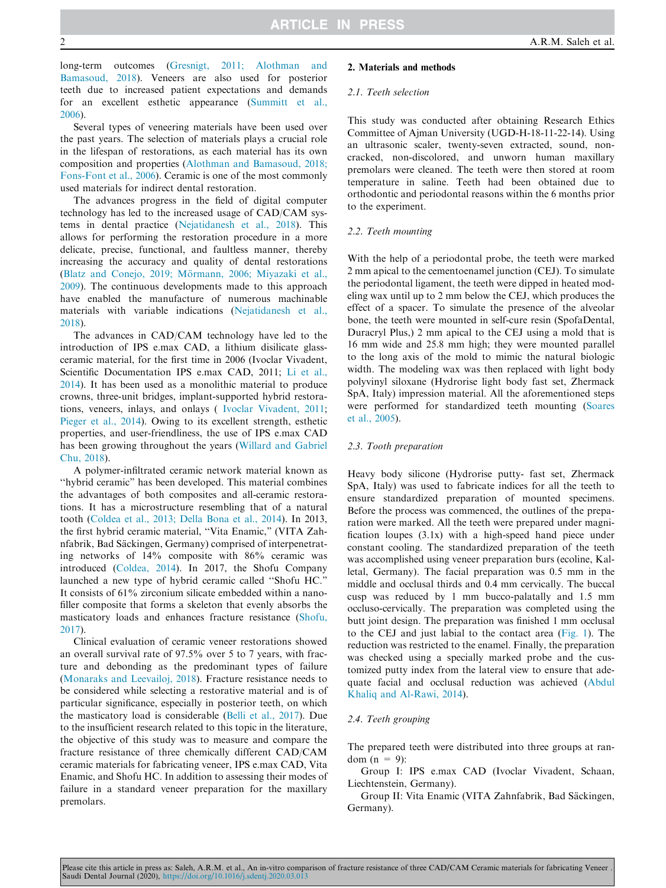long-term outcomes (Gresnigt, 2011; Alothman and Bamasoud, 2018). Veneers are also used for posterior teeth due to increased patient expectations and demands for an excellent esthetic appearance (Summitt et al., 2006).

Several types of veneering materials have been used over the past years. The selection of materials plays a crucial role in the lifespan of restorations, as each material has its own composition and properties (Alothman and Bamasoud, 2018; Fons-Font et al., 2006). Ceramic is one of the most commonly used materials for indirect dental restoration.

The advances progress in the field of digital computer technology has led to the increased usage of CAD/CAM systems in dental practice (Nejatidanesh et al., 2018). This allows for performing the restoration procedure in a more delicate, precise, functional, and faultless manner, thereby increasing the accuracy and quality of dental restorations (Blatz and Conejo, 2019; Mörmann, 2006; Miyazaki et al., 2009). The continuous developments made to this approach have enabled the manufacture of numerous machinable materials with variable indications (Nejatidanesh et al., 2018).

The advances in CAD/CAM technology have led to the introduction of IPS e.max CAD, a lithium disilicate glass-ceramic material, for the first time in 2006 (Ivoclar Vivadent, Scientific Documentation IPS e.max CAD, 2011; Li et al., 2014). It has been used as a monolithic material to produce crowns, three-unit bridges, implant-supported hybrid restorations, veneers, inlays, and onlays ( Ivoclar Vivadent, 2011; Pieger et al., 2014). Owing to its excellent strength, esthetic properties, and user-friendliness, the use of IPS e.max CAD has been growing throughout the years (Willard and Gabriel Chu, 2018).

A polymer-infiltrated ceramic network material known as "hybrid ceramic" has been developed. This material combines the advantages of both composites and all-ceramic restorations. It has a microstructure resembling that of a natural tooth (Coldea et al., 2013; Della Bona et al., 2014). In 2013, the first hybrid ceramic material, "Vita Enamic," (VITA Zahnfabrik, Bad Säckingen, Germany) comprised of interpenetrating networks of 14% composite with 86% ceramic was introduced (Coldea, 2014). In 2017, the Shofu Company launched a new type of hybrid ceramic called "Shofu HC." It consists of 61% zirconium silicate embedded within a nanofiller composite that forms a skeleton that evenly absorbs the masticatory loads and enhances fracture resistance (Shofu, 2017).

Clinical evaluation of ceramic veneer restorations showed an overall survival rate of 97.5% over 5 to 7 years, with fracture and debonding as the predominant types of failure (Monaraks and Leevailoj, 2018). Fracture resistance needs to be considered while selecting a restorative material and is of particular significance, especially in posterior teeth, on which the masticatory load is considerable (Belli et al., 2017). Due to the insufficient research related to this topic in the literature, the objective of this study was to measure and compare the fracture resistance of three chemically different CAD/CAM ceramic materials for fabricating veneer, IPS e.max CAD, Vita Enamic, and Shofu HC. In addition to assessing their modes of failure in a standard veneer preparation for the maxillary premolars.

## 2. Materials and methods

### 2.1. Teeth selection

This study was conducted after obtaining Research Ethics Committee of Ajman University (UGD-H-18-11-22-14). Using an ultrasonic scaler, twenty-seven extracted, sound, non-cracked, non-discolored, and unworn human maxillary premolars were cleaned. The teeth were then stored at room temperature in saline. Teeth had been obtained due to orthodontic and periodontal reasons within the 6 months prior to the experiment.

### 2.2. Teeth mounting

With the help of a periodontal probe, the teeth were marked 2 mm apical to the cementoenamel junction (CEJ). To simulate the periodontal ligament, the teeth were dipped in heated modeling wax until up to 2 mm below the CEJ, which produces the effect of a spacer. To simulate the presence of the alveolar bone, the teeth were mounted in self-cure resin (SpofaDental, Duracryl Plus,) 2 mm apical to the CEJ using a mold that is 16 mm wide and 25.8 mm high; they were mounted parallel to the long axis of the mold to mimic the natural biologic width. The modeling wax was then replaced with light body polyvinyl siloxane (Hydrorise light body fast set, Zhermack SpA, Italy) impression material. All the aforementioned steps were performed for standardized teeth mounting (Soares et al., 2005).

### 2.3. Tooth preparation

Heavy body silicone (Hydrorise putty- fast set, Zhermack SpA, Italy) was used to fabricate indices for all the teeth to ensure standardized preparation of mounted specimens. Before the process was commenced, the outlines of the preparation were marked. All the teeth were prepared under magnification loupes (3.1x) with a high-speed hand piece under constant cooling. The standardized preparation of the teeth was accomplished using veneer preparation burs (ecoline, Kalletal, Germany). The facial preparation was 0.5 mm in the middle and occlusal thirds and 0.4 mm cervically. The buccal cusp was reduced by 1 mm bucco-palatally and 1.5 mm occluso-cervically. The preparation was completed using the butt joint design. The preparation was finished 1 mm occlusal to the CEJ and just labial to the contact area (Fig. 1). The reduction was restricted to the enamel. Finally, the preparation was checked using a specially marked probe and the customized putty index from the lateral view to ensure that adequate facial and occlusal reduction was achieved (Abdul Khaliq and Al-Rawi, 2014).

### 2.4. Teeth grouping

The prepared teeth were distributed into three groups at random (n = 9):

Group I: IPS e.max CAD (Ivoclar Vivadent, Schaan, Liechtenstein, Germany).

Group II: Vita Enamic (VITA Zahnfabrik, Bad Säckingen, Germany).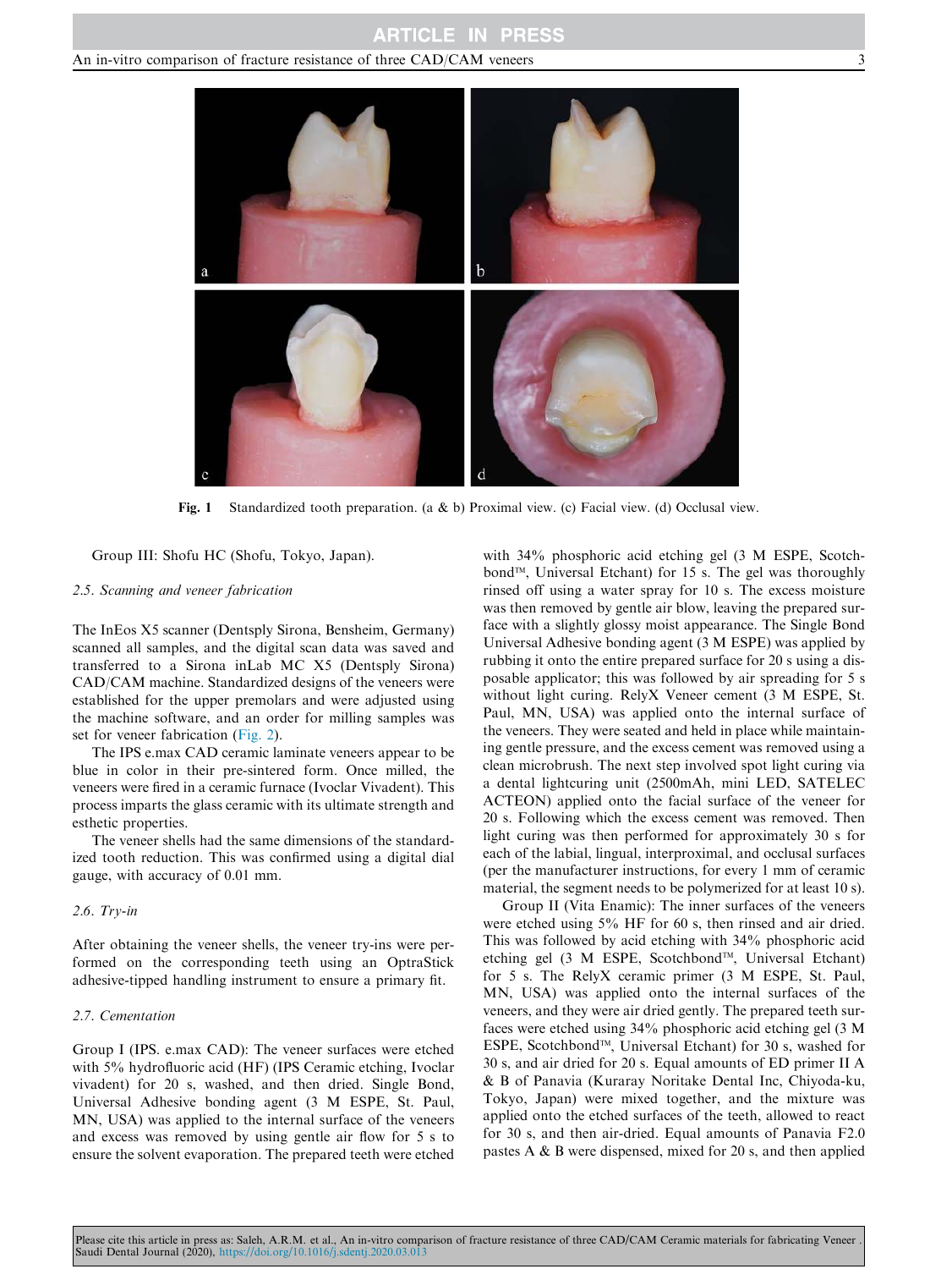Fig. 1 Standardized tooth preparation. (a & b) Proximal view. (c) Facial view. (d) Occlusal view.

Group III: Shofu HC (Shofu, Tokyo, Japan).

### 2.5. Scanning and veneer fabrication

The InEos X5 scanner (Dentsply Sirona, Bensheim, Germany) scanned all samples, and the digital scan data was saved and transferred to a Sirona inLab MC X5 (Dentsply Sirona) CAD/CAM machine. Standardized designs of the veneers were established for the upper premolars and were adjusted using the machine software, and an order for milling samples was set for veneer fabrication (Fig. 2).

The IPS e.max CAD ceramic laminate veneers appear to be blue in color in their pre-sintered form. Once milled, the veneers were fired in a ceramic furnace (Ivoclar Vivadent). This process imparts the glass ceramic with its ultimate strength and esthetic properties.

The veneer shells had the same dimensions of the standardized tooth reduction. This was confirmed using a digital dial gauge, with accuracy of 0.01 mm.

### 2.6. Try-in

After obtaining the veneer shells, the veneer try-ins were performed on the corresponding teeth using an OptraStick adhesive-tipped handling instrument to ensure a primary fit.

### 2.7. Cementation

Group I (IPS. e.max CAD): The veneer surfaces were etched with 5% hydrofluoric acid (HF) (IPS Ceramic etching, Ivoclar vivadent) for 20 s, washed, and then dried. Single Bond, Universal Adhesive bonding agent (3 M ESPE, St. Paul, MN, USA) was applied to the internal surface of the veneers and excess was removed by using gentle air flow for 5 s to ensure the solvent evaporation. The prepared teeth were etched with 34% phosphoric acid etching gel (3 M ESPE, Scotchbond™, Universal Etchant) for 15 s. The gel was thoroughly rinsed off using a water spray for 10 s. The excess moisture was then removed by gentle air blow, leaving the prepared surface with a slightly glossy moist appearance. The Single Bond Universal Adhesive bonding agent (3 M ESPE) was applied by rubbing it onto the entire prepared surface for 20 s using a disposable applicator; this was followed by air spreading for 5 s without light curing. RelyX Veneer cement (3 M ESPE, St. Paul, MN, USA) was applied onto the internal surface of the veneers. They were seated and held in place while maintaining gentle pressure, and the excess cement was removed using a clean microbrush. The next step involved spot light curing via a dental lightcuring unit (2500mAh, mini LED, SATELEC ACTEON) applied onto the facial surface of the veneer for 20 s. Following which the excess cement was removed. Then light curing was then performed for approximately 30 s for each of the labial, lingual, interproximal, and occlusal surfaces (per the manufacturer instructions, for every 1 mm of ceramic material, the segment needs to be polymerized for at least 10 s).

Group II (Vita Enamic): The inner surfaces of the veneers were etched using 5% HF for 60 s, then rinsed and air dried. This was followed by acid etching with 34% phosphoric acid etching gel (3 M ESPE, Scotchbond™, Universal Etchant) for 5 s. The RelyX ceramic primer (3 M ESPE, St. Paul, MN, USA) was applied onto the internal surfaces of the veneers, and they were air dried gently. The prepared teeth surfaces were etched using 34% phosphoric acid etching gel (3 M ESPE, Scotchbond™, Universal Etchant) for 30 s, washed for 30 s, and air dried for 20 s. Equal amounts of ED primer II A & B of Panavia (Kuraray Noritake Dental Inc, Chiyoda-ku, Tokyo, Japan) were mixed together, and the mixture was applied onto the etched surfaces of the teeth, allowed to react for 30 s, and then air-dried. Equal amounts of Panavia F2.0 pastes A & B were dispensed, mixed for 20 s, and then applied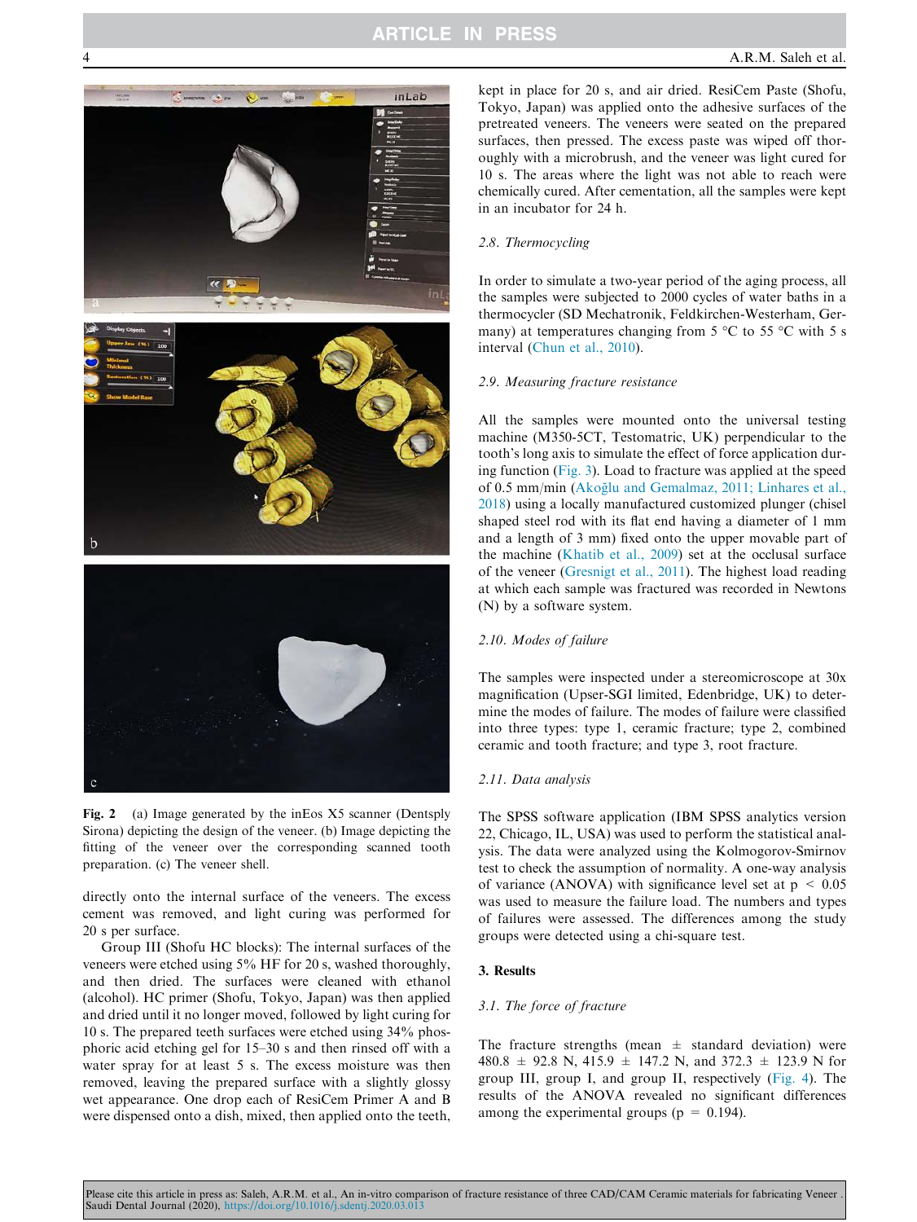Fig. 2 (a) Image generated by the inEos X5 scanner (Dentsply Sirona) depicting the design of the veneer. (b) Image depicting the fitting of the veneer over the corresponding scanned tooth preparation. (c) The veneer shell.

directly onto the internal surface of the veneers. The excess cement was removed, and light curing was performed for 20 s per surface.

Group III (Shofu HC blocks): The internal surfaces of the veneers were etched using 5% HF for 20 s, washed thoroughly, and then dried. The surfaces were cleaned with ethanol (alcohol). HC primer (Shofu, Tokyo, Japan) was then applied and dried until it no longer moved, followed by light curing for 10 s. The prepared teeth surfaces were etched using 34% phosphoric acid etching gel for 15–30 s and then rinsed off with a water spray for at least 5 s. The excess moisture was then removed, leaving the prepared surface with a slightly glossy wet appearance. One drop each of ResiCem Primer A and B were dispensed onto a dish, mixed, then applied onto the teeth, kept in place for 20 s, and air dried. ResiCem Paste (Shofu, Tokyo, Japan) was applied onto the adhesive surfaces of the pretreated veneers. The veneers were seated on the prepared surfaces, then pressed. The excess paste was wiped off thoroughly with a microbrush, and the veneer was light cured for 10 s. The areas where the light was not able to reach were chemically cured. After cementation, all the samples were kept in an incubator for 24 h.

### 2.8. Thermocycling

In order to simulate a two-year period of the aging process, all the samples were subjected to 2000 cycles of water baths in a thermocycler (SD Mechatronik, Feldkirchen-Westerham, Germany) at temperatures changing from 5 °C to 55 °C with 5 s interval (Chun et al., 2010).

### 2.9. Measuring fracture resistance

All the samples were mounted onto the universal testing machine (M350-5CT, Testomatric, UK) perpendicular to the tooth's long axis to simulate the effect of force application during function (Fig. 3). Load to fracture was applied at the speed of 0.5 mm/min (Akoğlu and Gemalmaz, 2011; Linhares et al., 2018) using a locally manufactured customized plunger (chisel shaped steel rod with its flat end having a diameter of 1 mm and a length of 3 mm) fixed onto the upper movable part of the machine (Khatib et al., 2009) set at the occlusal surface of the veneer (Gresnigt et al., 2011). The highest load reading at which each sample was fractured was recorded in Newtons (N) by a software system.

### 2.10. Modes of failure

The samples were inspected under a stereomicroscope at 30x magnification (Upser-SGI limited, Edenbridge, UK) to determine the modes of failure. The modes of failure were classified into three types: type 1, ceramic fracture; type 2, combined ceramic and tooth fracture; and type 3, root fracture.

### 2.11. Data analysis

The SPSS software application (IBM SPSS analytics version 22, Chicago, IL, USA) was used to perform the statistical analysis. The data were analyzed using the Kolmogorov-Smirnov test to check the assumption of normality. A one-way analysis of variance (ANOVA) with significance level set at $p < 0.05$ was used to measure the failure load. The numbers and types of failures were assessed. The differences among the study groups were detected using a chi-square test.

## 3. Results

### 3.1. The force of fracture

The fracture strengths (mean ± standard deviation) were 480.8 ± 92.8 N, 415.9 ± 147.2 N, and 372.3 ± 123.9 N for group III, group I, and group II, respectively (Fig. 4). The results of the ANOVA revealed no significant differences among the experimental groups ($p = 0.194$).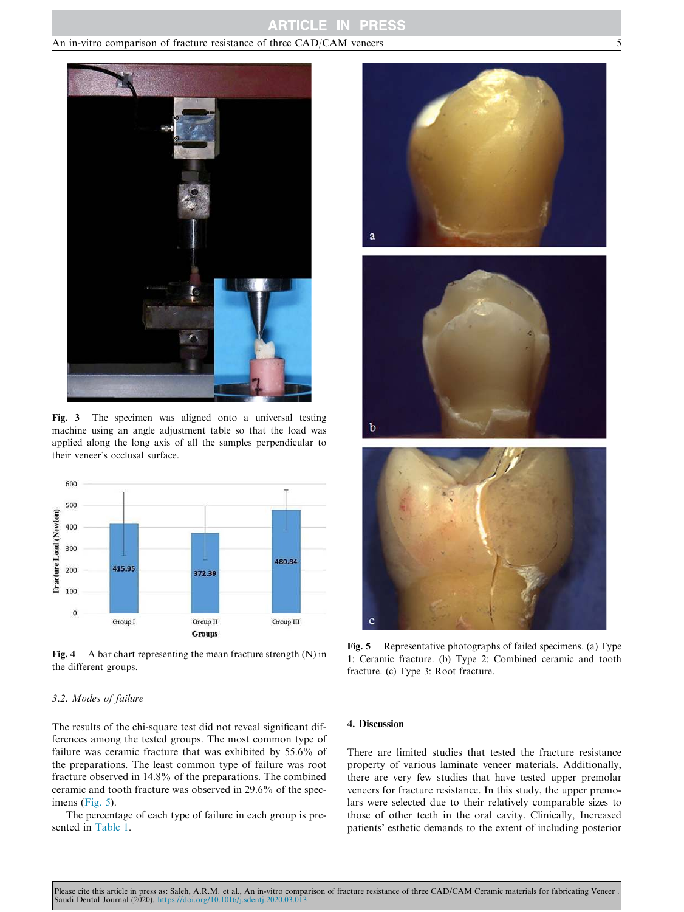Fig. 3 The specimen was aligned onto a universal testing machine using an angle adjustment table so that the load was applied along the long axis of all the samples perpendicular to their veneer's occlusal surface.

Fig. 4 A bar chart representing the mean fracture strength (N) in the different groups.

### 3.2. Modes of failure

The results of the chi-square test did not reveal significant differences among the tested groups. The most common type of failure was ceramic fracture that was exhibited by 55.6% of the preparations. The least common type of failure was root fracture observed in 14.8% of the preparations. The combined ceramic and tooth fracture was observed in 29.6% of the specimens (Fig. 5).

The percentage of each type of failure in each group is presented in Table 1.

Fig. 5 Representative photographs of failed specimens. (a) Type 1: Ceramic fracture. (b) Type 2: Combined ceramic and tooth fracture. (c) Type 3: Root fracture.

## 4. Discussion

There are limited studies that tested the fracture resistance property of various laminate veneer materials. Additionally, there are very few studies that have tested upper premolar veneers for fracture resistance. In this study, the upper premolars were selected due to their relatively comparable sizes to those of other teeth in the oral cavity. Clinically, Increased patients' esthetic demands to the extent of including posterior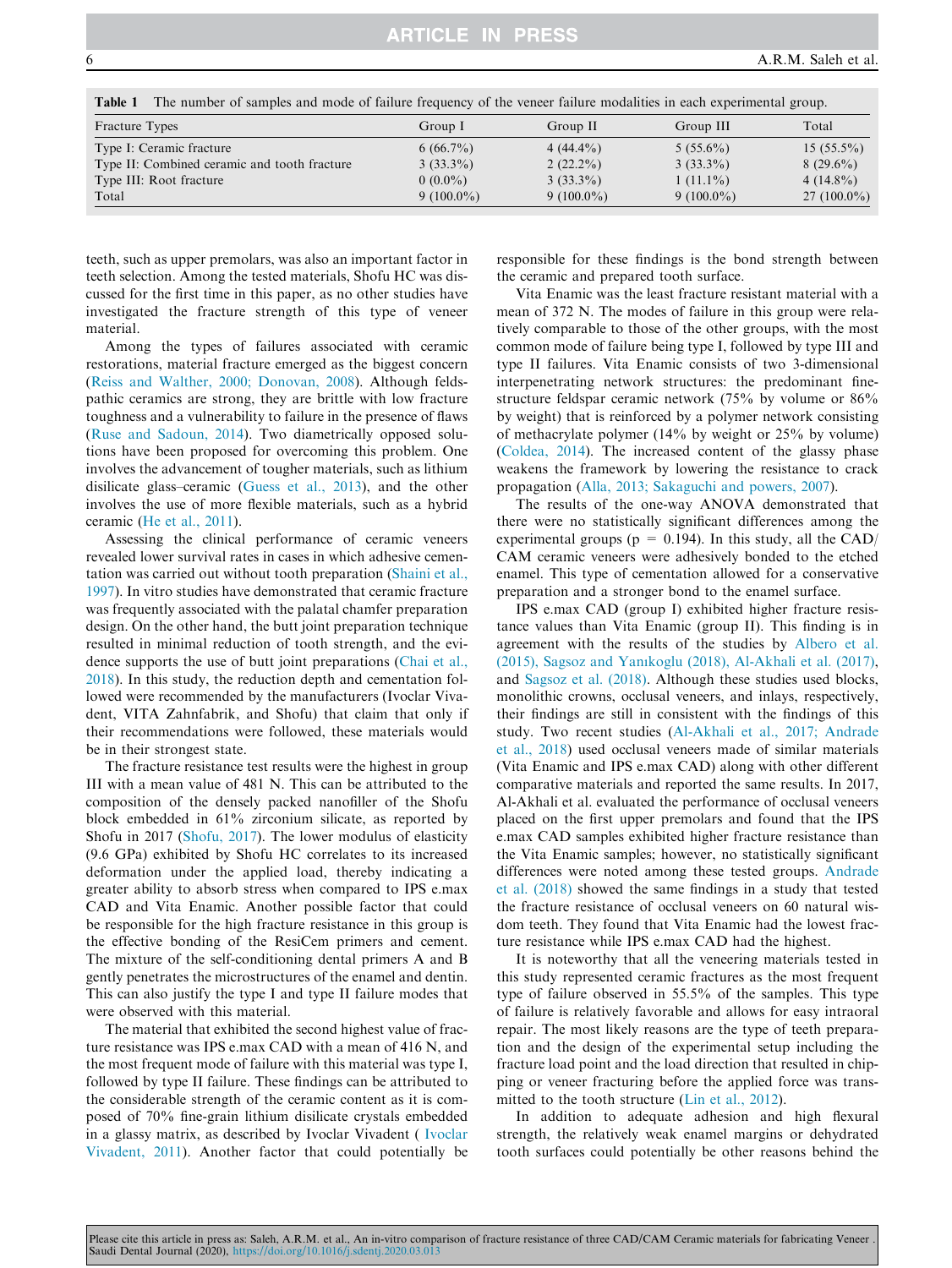**Table 1** The number of samples and mode of failure frequency of the veneer failure modalities in each experimental group.

| Fracture Types | Group I | Group II | Group III | Total |
|---|---|---|---|---|
| Type I: Ceramic fracture | 6 (66.7%) | 4 (44.4%) | 5 (55.6%) | 15 (55.5%) |
| Type II: Combined ceramic and tooth fracture | 3 (33.3%) | 2 (22.2%) | 3 (33.3%) | 8 (29.6%) |
| Type III: Root fracture | 0 (0.0%) | 3 (33.3%) | 1 (11.1%) | 4 (14.8%) |
| Total | 9 (100.0%) | 9 (100.0%) | 9 (100.0%) | 27 (100.0%) |

teeth, such as upper premolars, was also an important factor in teeth selection. Among the tested materials, Shofu HC was discussed for the first time in this paper, as no other studies have investigated the fracture strength of this type of veneer material.

Among the types of failures associated with ceramic restorations, material fracture emerged as the biggest concern (Reiss and Walther, 2000; Donovan, 2008). Although feldspathic ceramics are strong, they are brittle with low fracture toughness and a vulnerability to failure in the presence of flaws (Ruse and Sadoun, 2014). Two diametrically opposed solutions have been proposed for overcoming this problem. One involves the advancement of tougher materials, such as lithium disilicate glass–ceramic (Guess et al., 2013), and the other involves the use of more flexible materials, such as a hybrid ceramic (He et al., 2011).

Assessing the clinical performance of ceramic veneers revealed lower survival rates in cases in which adhesive cementation was carried out without tooth preparation (Shaini et al., 1997). In vitro studies have demonstrated that ceramic fracture was frequently associated with the palatal chamfer preparation design. On the other hand, the butt joint preparation technique resulted in minimal reduction of tooth strength, and the evidence supports the use of butt joint preparations (Chai et al., 2018). In this study, the reduction depth and cementation followed were recommended by the manufacturers (Ivoclar Vivadent, VITA Zahnfabrik, and Shofu) that claim that only if their recommendations were followed, these materials would be in their strongest state.

The fracture resistance test results were the highest in group III with a mean value of 481 N. This can be attributed to the composition of the densely packed nanofiller of the Shofu block embedded in 61% zirconium silicate, as reported by Shofu in 2017 (Shofu, 2017). The lower modulus of elasticity (9.6 GPa) exhibited by Shofu HC correlates to its increased deformation under the applied load, thereby indicating a greater ability to absorb stress when compared to IPS e.max CAD and Vita Enamic. Another possible factor that could be responsible for the high fracture resistance in this group is the effective bonding of the ResiCem primers and cement. The mixture of the self-conditioning dental primers A and B gently penetrates the microstructures of the enamel and dentin. This can also justify the type I and type II failure modes that were observed with this material.

The material that exhibited the second highest value of fracture resistance was IPS e.max CAD with a mean of 416 N, and the most frequent mode of failure with this material was type I, followed by type II failure. These findings can be attributed to the considerable strength of the ceramic content as it is composed of 70% fine-grain lithium disilicate crystals embedded in a glassy matrix, as described by Ivoclar Vivadent (Ivoclar Vivadent, 2011). Another factor that could potentially be responsible for these findings is the bond strength between the ceramic and prepared tooth surface.

Vita Enamic was the least fracture resistant material with a mean of 372 N. The modes of failure in this group were relatively comparable to those of the other groups, with the most common mode of failure being type I, followed by type III and type II failures. Vita Enamic consists of two 3-dimensional interpenetrating network structures: the predominant fine-structure feldspar ceramic network (75% by volume or 86% by weight) that is reinforced by a polymer network consisting of methacrylate polymer (14% by weight or 25% by volume) (Coldea, 2014). The increased content of the glassy phase weakens the framework by lowering the resistance to crack propagation (Alla, 2013; Sakaguchi and powers, 2007).

The results of the one-way ANOVA demonstrated that there were no statistically significant differences among the experimental groups ($p = 0.194$). In this study, all the CAD/CAM ceramic veneers were adhesively bonded to the etched enamel. This type of cementation allowed for a conservative preparation and a stronger bond to the enamel surface.

IPS e.max CAD (group I) exhibited higher fracture resistance values than Vita Enamic (group II). This finding is in agreement with the results of the studies by Albero et al. (2015), Sagsoz and Yanıkoglu (2018), Al-Akhali et al. (2017), and Sagsoz et al. (2018). Although these studies used blocks, monolithic crowns, occlusal veneers, and inlays, respectively, their findings are still in consistent with the findings of this study. Two recent studies (Al-Akhali et al., 2017; Andrade et al., 2018) used occlusal veneers made of similar materials (Vita Enamic and IPS e.max CAD) along with other different comparative materials and reported the same results. In 2017, Al-Akhali et al. evaluated the performance of occlusal veneers placed on the first upper premolars and found that the IPS e.max CAD samples exhibited higher fracture resistance than the Vita Enamic samples; however, no statistically significant differences were noted among these tested groups. Andrade et al. (2018) showed the same findings in a study that tested the fracture resistance of occlusal veneers on 60 natural wisdom teeth. They found that Vita Enamic had the lowest fracture resistance while IPS e.max CAD had the highest.

It is noteworthy that all the veneering materials tested in this study represented ceramic fractures as the most frequent type of failure observed in 55.5% of the samples. This type of failure is relatively favorable and allows for easy intraoral repair. The most likely reasons are the type of teeth preparation and the design of the experimental setup including the fracture load point and the load direction that resulted in chipping or veneer fracturing before the applied force was transmitted to the tooth structure (Lin et al., 2012).

In addition to adequate adhesion and high flexural strength, the relatively weak enamel margins or dehydrated tooth surfaces could potentially be other reasons behind the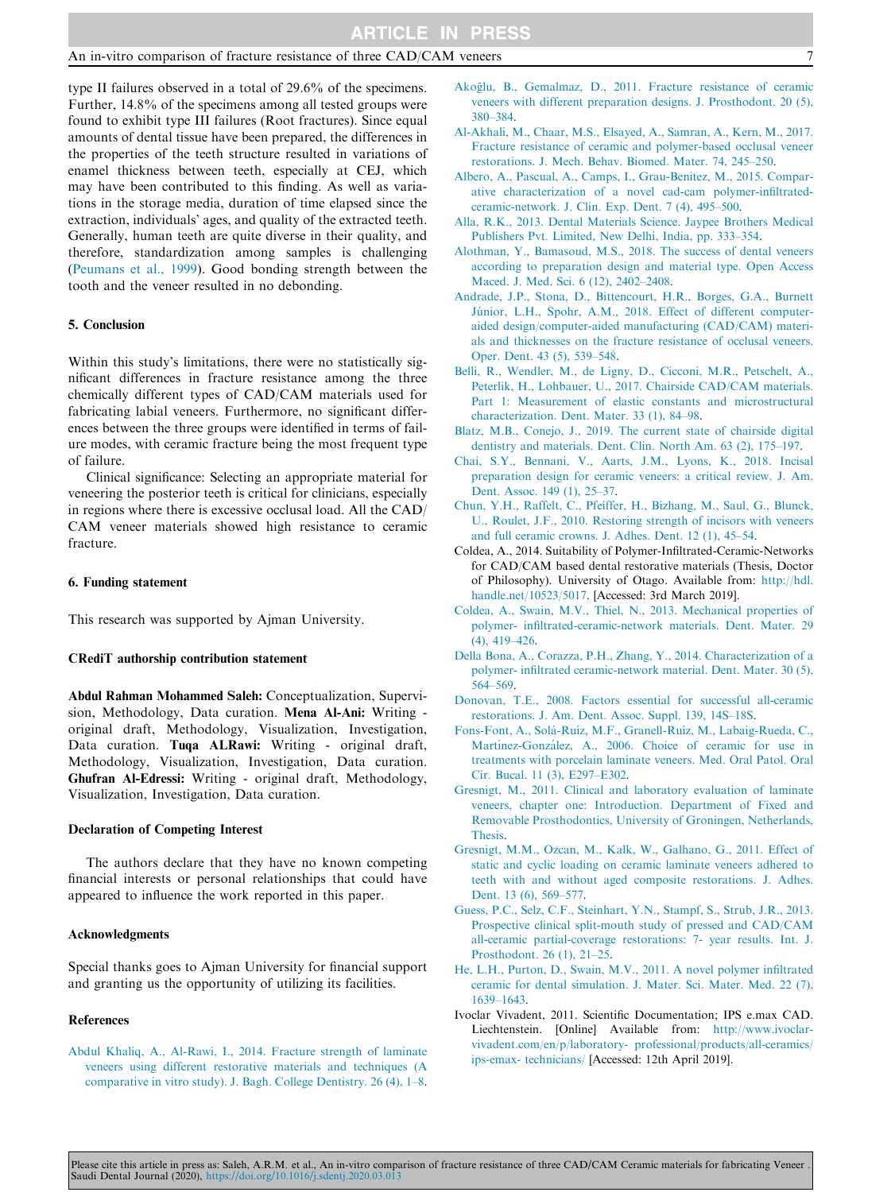type II failures observed in a total of 29.6% of the specimens. Further, 14.8% of the specimens among all tested groups were found to exhibit type III failures (Root fractures). Since equal amounts of dental tissue have been prepared, the differences in the properties of the teeth structure resulted in variations of enamel thickness between teeth, especially at CEJ, which may have been contributed to this finding. As well as variations in the storage media, duration of time elapsed since the extraction, individuals' ages, and quality of the extracted teeth. Generally, human teeth are quite diverse in their quality, and therefore, standardization among samples is challenging (Peumans et al., 1999). Good bonding strength between the tooth and the veneer resulted in no debonding.

## 5. Conclusion

Within this study's limitations, there were no statistically significant differences in fracture resistance among the three chemically different types of CAD/CAM materials used for fabricating labial veneers. Furthermore, no significant differences between the three groups were identified in terms of failure modes, with ceramic fracture being the most frequent type of failure.

Clinical significance: Selecting an appropriate material for veneering the posterior teeth is critical for clinicians, especially in regions where there is excessive occlusal load. All the CAD/CAM veneer materials showed high resistance to ceramic fracture.

## 6. Funding statement

This research was supported by Ajman University.

## CRediT authorship contribution statement

**Abdul Rahman Mohammed Saleh:** Conceptualization, Supervision, Methodology, Data curation. **Mena Al-Ani:** Writing - original draft, Methodology, Visualization, Investigation, Data curation. **Tuqa ALRawi:** Writing - original draft, Methodology, Visualization, Investigation, Data curation. **Ghufran Al-Edressi:** Writing - original draft, Methodology, Visualization, Investigation, Data curation.

## Declaration of Competing Interest

The authors declare that they have no known competing financial interests or personal relationships that could have appeared to influence the work reported in this paper.

## Acknowledgments

Special thanks goes to Ajman University for financial support and granting us the opportunity of utilizing its facilities.

## References

Abdul Khaliq, A., Al-Rawi, I., 2014. Fracture strength of laminate veneers using different restorative materials and techniques (A comparative in vitro study). J. Bagh. College Dentistry. 26 (4), 1–8.

Akoğlu, B., Gemalmaz, D., 2011. Fracture resistance of ceramic veneers with different preparation designs. J. Prosthodont. 20 (5), 380–384.

Al-Akhali, M., Chaar, M.S., Elsayed, A., Samran, A., Kern, M., 2017. Fracture resistance of ceramic and polymer-based occlusal veneer restorations. J. Mech. Behav. Biomed. Mater. 74, 245–250.

Albero, A., Pascual, A., Camps, I., Grau-Benitez, M., 2015. Comparative characterization of a novel cad-cam polymer-infiltrated-ceramic-network. J. Clin. Exp. Dent. 7 (4), 495–500.

Alla, R.K., 2013. Dental Materials Science. Jaypee Brothers Medical Publishers Pvt. Limited, New Delhi, India, pp. 333–354.

Alothman, Y., Bamasoud, M.S., 2018. The success of dental veneers according to preparation design and material type. Open Access Maced. J. Med. Sci. 6 (12), 2402–2408.

Andrade, J.P., Stona, D., Bittencourt, H.R., Borges, G.A., Burnett Júnior, L.H., Spohr, A.M., 2018. Effect of different computer-aided design/computer-aided manufacturing (CAD/CAM) materials and thicknesses on the fracture resistance of occlusal veneers. Oper. Dent. 43 (5), 539–548.

Belli, R., Wendler, M., de Ligny, D., Cicconi, M.R., Petschelt, A., Peterlik, H., Lohbauer, U., 2017. Chairside CAD/CAM materials. Part 1: Measurement of elastic constants and microstructural characterization. Dent. Mater. 33 (1), 84–98.

Blatz, M.B., Conejo, J., 2019. The current state of chairside digital dentistry and materials. Dent. Clin. North Am. 63 (2), 175–197.

Chai, S.Y., Bennani, V., Aarts, J.M., Lyons, K., 2018. Incisal preparation design for ceramic veneers: a critical review. J. Am. Dent. Assoc. 149 (1), 25–37.

Chun, Y.H., Raffelt, C., Pfeiffer, H., Bizhang, M., Saul, G., Blunck, U., Roulet, J.F., 2010. Restoring strength of incisors with veneers and full ceramic crowns. J. Adhes. Dent. 12 (1), 45–54.

Coldea, A., 2014. Suitability of Polymer-Infiltrated-Ceramic-Networks for CAD/CAM based dental restorative materials (Thesis, Doctor of Philosophy). University of Otago. Available from: http://hdl.handle.net/10523/5017. [Accessed: 3rd March 2019].

Coldea, A., Swain, M.V., Thiel, N., 2013. Mechanical properties of polymer- infiltrated-ceramic-network materials. Dent. Mater. 29 (4), 419–426.

Della Bona, A., Corazza, P.H., Zhang, Y., 2014. Characterization of a polymer- infiltrated ceramic-network material. Dent. Mater. 30 (5), 564–569.

Donovan, T.E., 2008. Factors essential for successful all-ceramic restorations. J. Am. Dent. Assoc. Suppl. 139, 14S–18S.

Fons-Font, A., Solá-Ruíz, M.F., Granell-Ruíz, M., Labaig-Rueda, C., Martínez-González, A., 2006. Choice of ceramic for use in treatments with porcelain laminate veneers. Med. Oral Patol. Oral Cir. Bucal. 11 (3), E297–E302.

Gresnigt, M., 2011. Clinical and laboratory evaluation of laminate veneers, chapter one: Introduction. Department of Fixed and Removable Prosthodontics, University of Groningen, Netherlands, Thesis.

Gresnigt, M.M., Ozcan, M., Kalk, W., Galhano, G., 2011. Effect of static and cyclic loading on ceramic laminate veneers adhered to teeth with and without aged composite restorations. J. Adhes. Dent. 13 (6), 569–577.

Guess, P.C., Selz, C.F., Steinhart, Y.N., Stampf, S., Strub, J.R., 2013. Prospective clinical split-mouth study of pressed and CAD/CAM all-ceramic partial-coverage restorations: 7- year results. Int. J. Prosthodont. 26 (1), 21–25.

He, L.H., Purton, D., Swain, M.V., 2011. A novel polymer infiltrated ceramic for dental simulation. J. Mater. Sci. Mater. Med. 22 (7), 1639–1643.

Ivoclar Vivadent, 2011. Scientific Documentation; IPS e.max CAD. Liechtenstein. [Online] Available from: http://www.ivoclar-vivadent.com/en/p/laboratory- professional/products/all-ceramics/ips-emax- technicians/ [Accessed: 12th April 2019].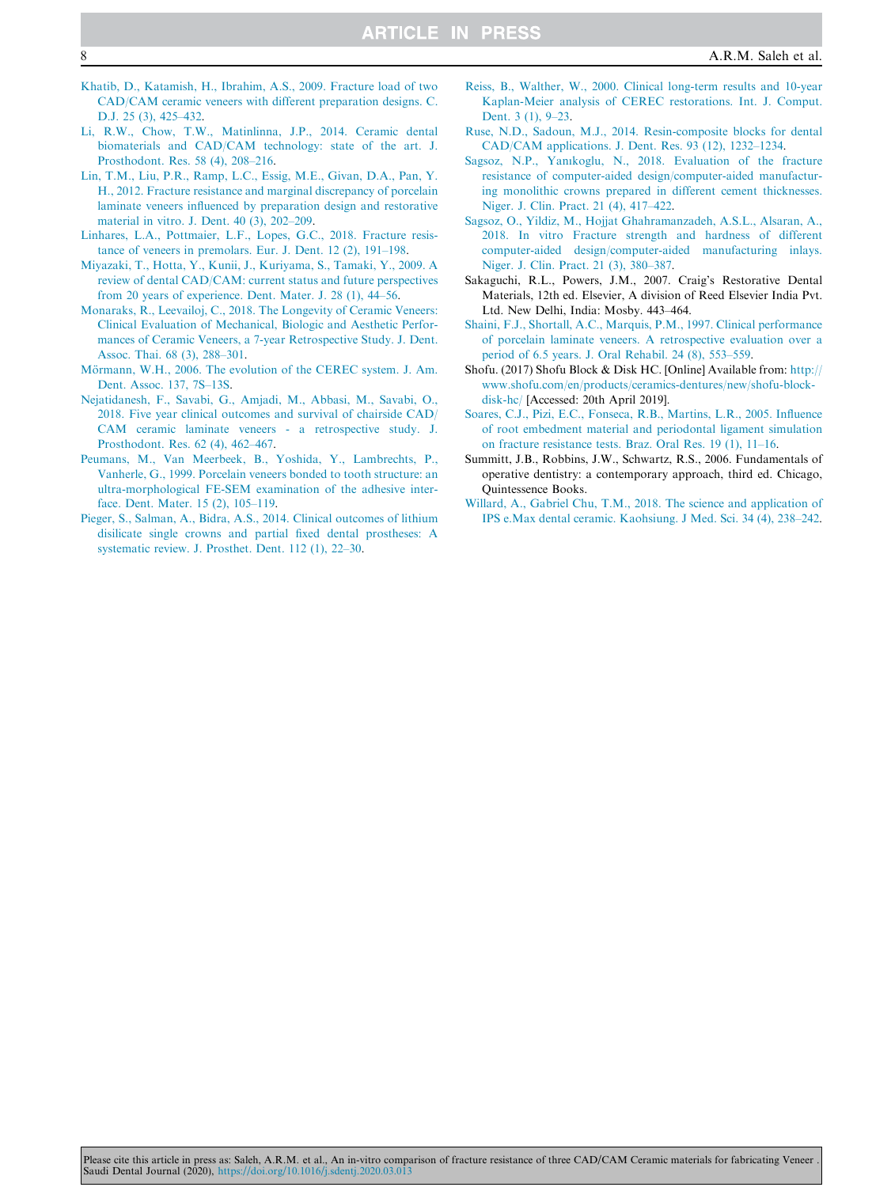Khatib, D., Katamish, H., Ibrahim, A.S., 2009. Fracture load of two CAD/CAM ceramic veneers with different preparation designs. C. D.J. 25 (3), 425–432.

Li, R.W., Chow, T.W., Matinlinna, J.P., 2014. Ceramic dental biomaterials and CAD/CAM technology: state of the art. J. Prosthodont. Res. 58 (4), 208–216.

Lin, T.M., Liu, P.R., Ramp, L.C., Essig, M.E., Givan, D.A., Pan, Y. H., 2012. Fracture resistance and marginal discrepancy of porcelain laminate veneers influenced by preparation design and restorative material in vitro. J. Dent. 40 (3), 202–209.

Linhares, L.A., Pottmaier, L.F., Lopes, G.C., 2018. Fracture resistance of veneers in premolars. Eur. J. Dent. 12 (2), 191–198.

Miyazaki, T., Hotta, Y., Kunii, J., Kuriyama, S., Tamaki, Y., 2009. A review of dental CAD/CAM: current status and future perspectives from 20 years of experience. Dent. Mater. J. 28 (1), 44–56.

Monaraks, R., Leevailoj, C., 2018. The Longevity of Ceramic Veneers: Clinical Evaluation of Mechanical, Biologic and Aesthetic Performances of Ceramic Veneers, a 7-year Retrospective Study. J. Dent. Assoc. Thai. 68 (3), 288–301.

Mörmann, W.H., 2006. The evolution of the CEREC system. J. Am. Dent. Assoc. 137, 7S–13S.

Nejatidanesh, F., Savabi, G., Amjadi, M., Abbasi, M., Savabi, O., 2018. Five year clinical outcomes and survival of chairside CAD/CAM ceramic laminate veneers - a retrospective study. J. Prosthodont. Res. 62 (4), 462–467.

Peumans, M., Van Meerbeek, B., Yoshida, Y., Lambrechts, P., Vanherle, G., 1999. Porcelain veneers bonded to tooth structure: an ultra-morphological FE-SEM examination of the adhesive interface. Dent. Mater. 15 (2), 105–119.

Pieger, S., Salman, A., Bidra, A.S., 2014. Clinical outcomes of lithium disilicate single crowns and partial fixed dental prostheses: A systematic review. J. Prosthet. Dent. 112 (1), 22–30.

Reiss, B., Walther, W., 2000. Clinical long-term results and 10-year Kaplan-Meier analysis of CEREC restorations. Int. J. Comput. Dent. 3 (1), 9–23.

Ruse, N.D., Sadoun, M.J., 2014. Resin-composite blocks for dental CAD/CAM applications. J. Dent. Res. 93 (12), 1232–1234.

Sagsoz, N.P., Yanıkoglu, N., 2018. Evaluation of the fracture resistance of computer-aided design/computer-aided manufacturing monolithic crowns prepared in different cement thicknesses. Niger. J. Clin. Pract. 21 (4), 417–422.

Sagsoz, O., Yildiz, M., Hojjat Ghahramanzadeh, A.S.L., Alsaran, A., 2018. In vitro Fracture strength and hardness of different computer-aided design/computer-aided manufacturing inlays. Niger. J. Clin. Pract. 21 (3), 380–387.

Sakaguchi, R.L., Powers, J.M., 2007. Craig's Restorative Dental Materials, 12th ed. Elsevier, A division of Reed Elsevier India Pvt. Ltd. New Delhi, India: Mosby. 443–464.

Shaini, F.J., Shortall, A.C., Marquis, P.M., 1997. Clinical performance of porcelain laminate veneers. A retrospective evaluation over a period of 6.5 years. J. Oral Rehabil. 24 (8), 553–559.

Shofu. (2017) Shofu Block & Disk HC. [Online] Available from: http://www.shofu.com/en/products/ceramics-dentures/new/shofu-block-disk-hc/ [Accessed: 20th April 2019].

Soares, C.J., Pizi, E.C., Fonseca, R.B., Martins, L.R., 2005. Influence of root embedment material and periodontal ligament simulation on fracture resistance tests. Braz. Oral Res. 19 (1), 11–16.

Summitt, J.B., Robbins, J.W., Schwartz, R.S., 2006. Fundamentals of operative dentistry: a contemporary approach, third ed. Chicago, Quintessence Books.

Willard, A., Gabriel Chu, T.M., 2018. The science and application of IPS e.Max dental ceramic. Kaohsiung. J Med. Sci. 34 (4), 238–242.